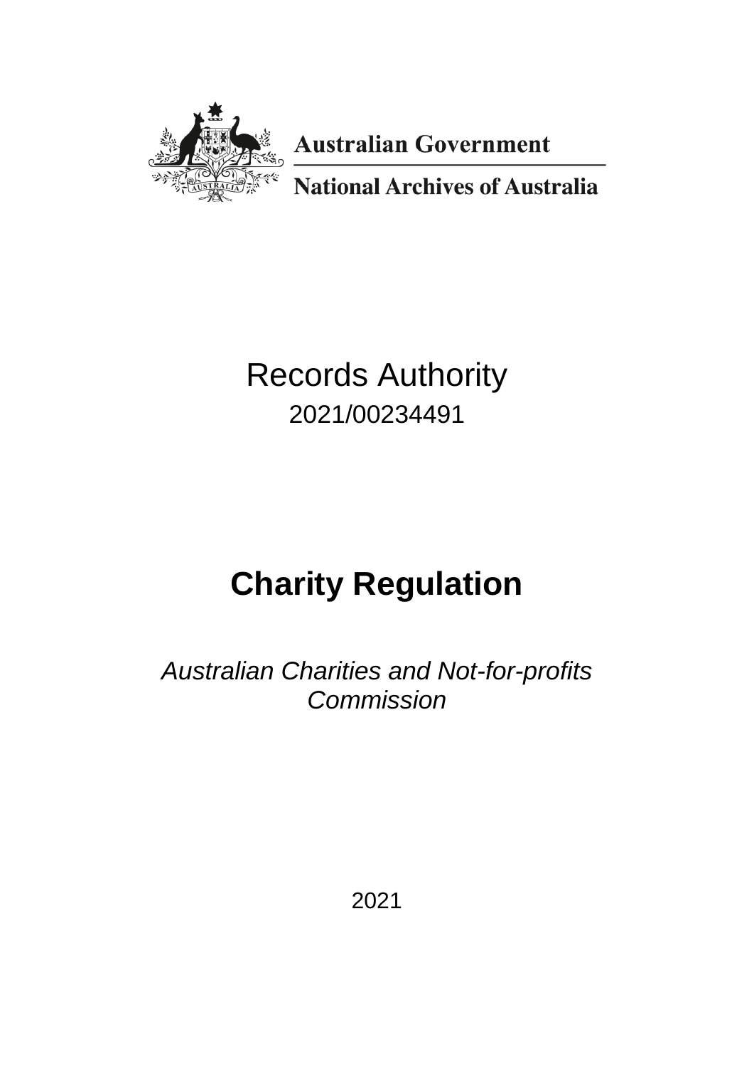Australian Government

National Archives of Australia

# Records Authority

2021/00234491

# **Charity Regulation**

*Australian Charities and Not-for-profits Commission*

2021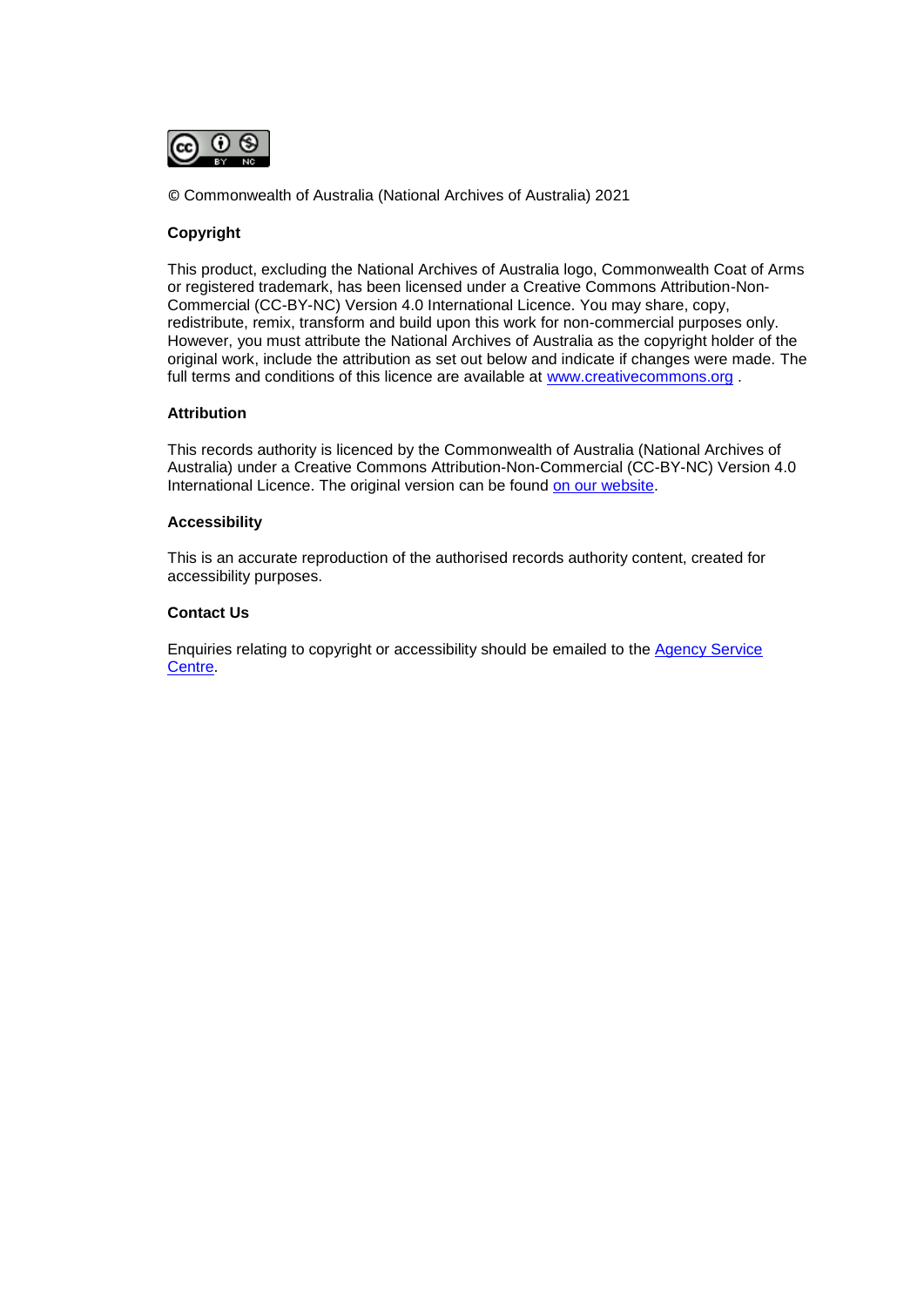© Commonwealth of Australia (National Archives of Australia) 2021

**Copyright**

This product, excluding the National Archives of Australia logo, Commonwealth Coat of Arms or registered trademark, has been licensed under a Creative Commons Attribution-Non-Commercial (CC-BY-NC) Version 4.0 International Licence. You may share, copy, redistribute, remix, transform and build upon this work for non-commercial purposes only. However, you must attribute the National Archives of Australia as the copyright holder of the original work, include the attribution as set out below and indicate if changes were made. The full terms and conditions of this licence are available at [www.creativecommons.org](www.creativecommons.org) .

**Attribution**

This records authority is licenced by the Commonwealth of Australia (National Archives of Australia) under a Creative Commons Attribution-Non-Commercial (CC-BY-NC) Version 4.0 International Licence. The original version can be found on our website.

**Accessibility**

This is an accurate reproduction of the authorised records authority content, created for accessibility purposes.

**Contact Us**

Enquiries relating to copyright or accessibility should be emailed to the Agency Service Centre.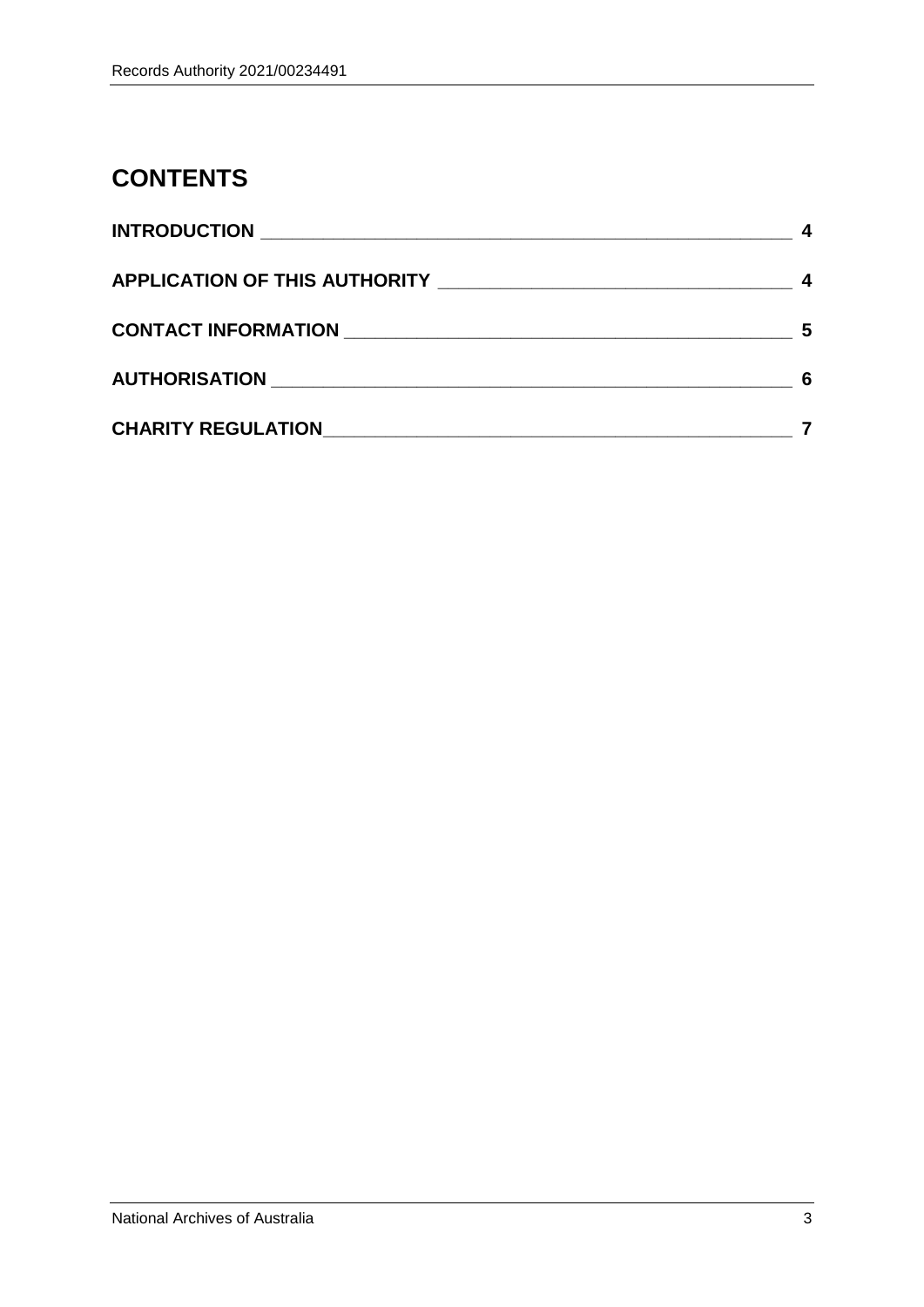## CONTENTS

**INTRODUCTION** 4

**APPLICATION OF THIS AUTHORITY** 4

**CONTACT INFORMATION** 5

**AUTHORISATION** 6

**CHARITY REGULATION** 7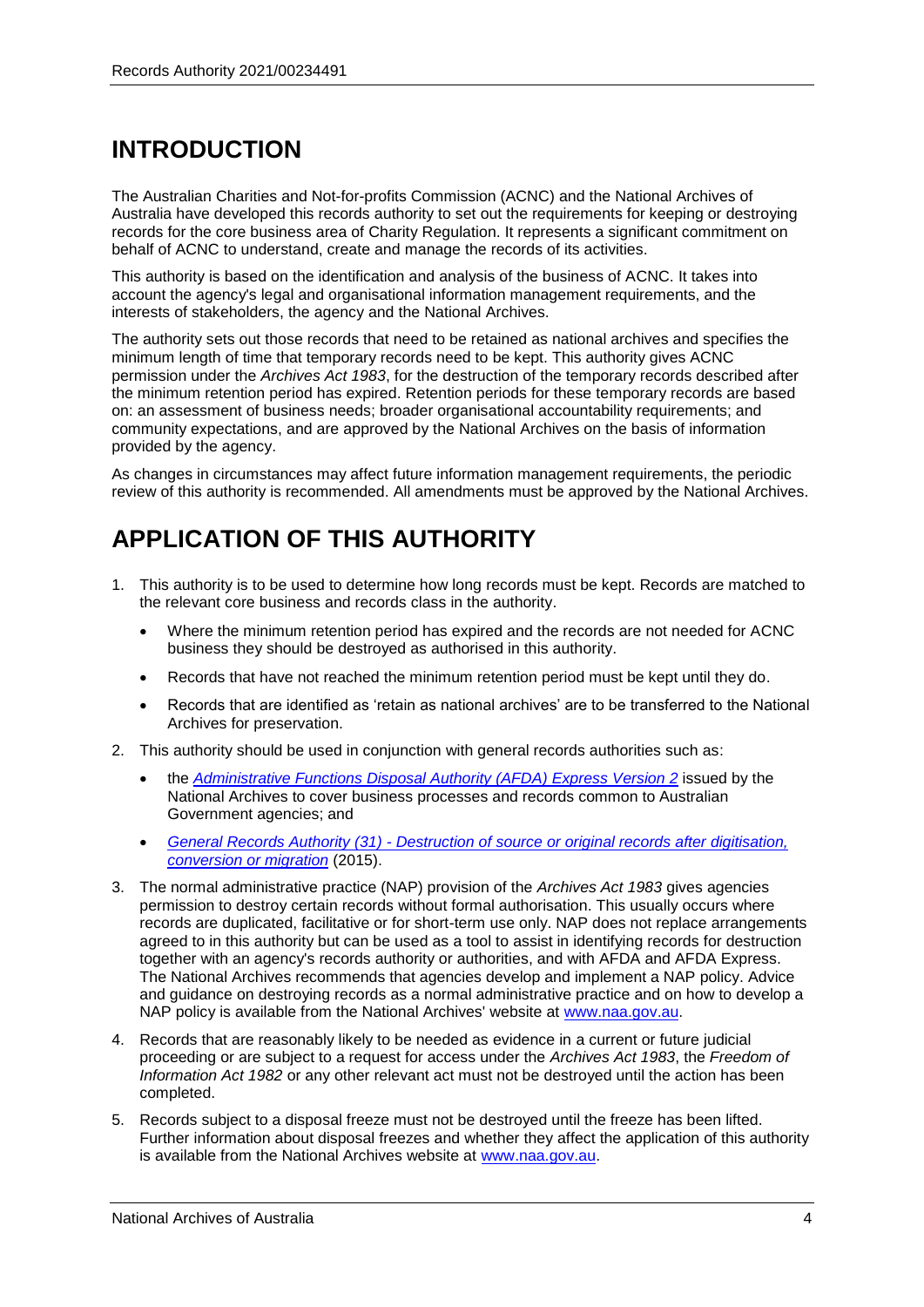# INTRODUCTION

The Australian Charities and Not-for-profits Commission (ACNC) and the National Archives of Australia have developed this records authority to set out the requirements for keeping or destroying records for the core business area of Charity Regulation. It represents a significant commitment on behalf of ACNC to understand, create and manage the records of its activities.

This authority is based on the identification and analysis of the business of ACNC. It takes into account the agency's legal and organisational information management requirements, and the interests of stakeholders, the agency and the National Archives.

The authority sets out those records that need to be retained as national archives and specifies the minimum length of time that temporary records need to be kept. This authority gives ACNC permission under the *Archives Act 1983*, for the destruction of the temporary records described after the minimum retention period has expired. Retention periods for these temporary records are based on: an assessment of business needs; broader organisational accountability requirements; and community expectations, and are approved by the National Archives on the basis of information provided by the agency.

As changes in circumstances may affect future information management requirements, the periodic review of this authority is recommended. All amendments must be approved by the National Archives.

# APPLICATION OF THIS AUTHORITY

1. This authority is to be used to determine how long records must be kept. Records are matched to the relevant core business and records class in the authority.
   - Where the minimum retention period has expired and the records are not needed for ACNC business they should be destroyed as authorised in this authority.
   - Records that have not reached the minimum retention period must be kept until they do.
   - Records that are identified as 'retain as national archives' are to be transferred to the National Archives for preservation.
2. This authority should be used in conjunction with general records authorities such as:
   - the *Administrative Functions Disposal Authority (AFDA) Express Version 2* issued by the National Archives to cover business processes and records common to Australian Government agencies; and
   - *General Records Authority (31) - Destruction of source or original records after digitisation, conversion or migration* (2015).
3. The normal administrative practice (NAP) provision of the *Archives Act 1983* gives agencies permission to destroy certain records without formal authorisation. This usually occurs where records are duplicated, facilitative or for short-term use only. NAP does not replace arrangements agreed to in this authority but can be used as a tool to assist in identifying records for destruction together with an agency's records authority or authorities, and with AFDA and AFDA Express. The National Archives recommends that agencies develop and implement a NAP policy. Advice and guidance on destroying records as a normal administrative practice and on how to develop a NAP policy is available from the National Archives' website at www.naa.gov.au.
4. Records that are reasonably likely to be needed as evidence in a current or future judicial proceeding or are subject to a request for access under the *Archives Act 1983*, the *Freedom of Information Act 1982* or any other relevant act must not be destroyed until the action has been completed.
5. Records subject to a disposal freeze must not be destroyed until the freeze has been lifted. Further information about disposal freezes and whether they affect the application of this authority is available from the National Archives website at www.naa.gov.au.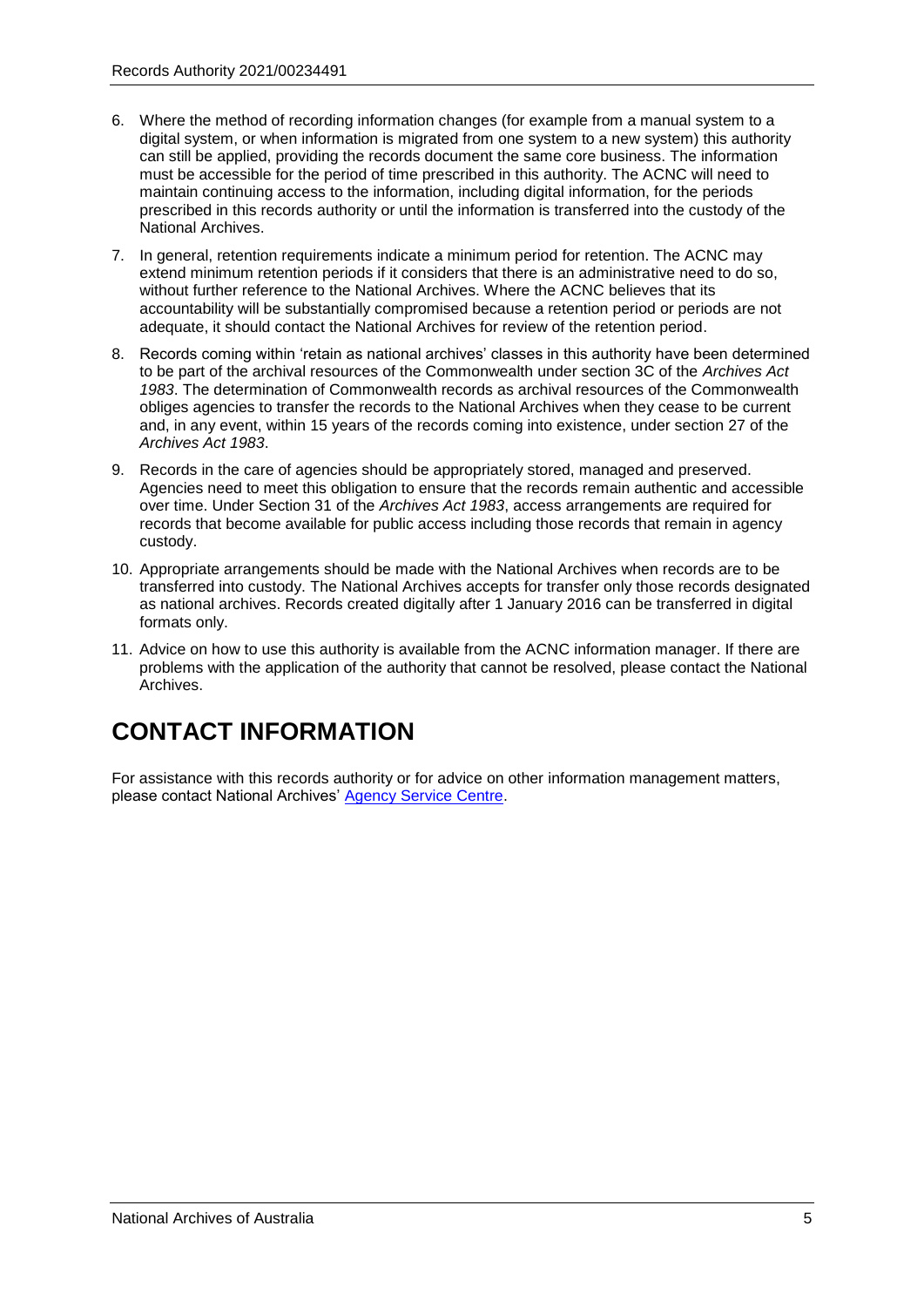6. Where the method of recording information changes (for example from a manual system to a digital system, or when information is migrated from one system to a new system) this authority can still be applied, providing the records document the same core business. The information must be accessible for the period of time prescribed in this authority. The ACNC will need to maintain continuing access to the information, including digital information, for the periods prescribed in this records authority or until the information is transferred into the custody of the National Archives.
7. In general, retention requirements indicate a minimum period for retention. The ACNC may extend minimum retention periods if it considers that there is an administrative need to do so, without further reference to the National Archives. Where the ACNC believes that its accountability will be substantially compromised because a retention period or periods are not adequate, it should contact the National Archives for review of the retention period.
8. Records coming within 'retain as national archives' classes in this authority have been determined to be part of the archival resources of the Commonwealth under section 3C of the *Archives Act 1983*. The determination of Commonwealth records as archival resources of the Commonwealth obliges agencies to transfer the records to the National Archives when they cease to be current and, in any event, within 15 years of the records coming into existence, under section 27 of the *Archives Act 1983*.
9. Records in the care of agencies should be appropriately stored, managed and preserved. Agencies need to meet this obligation to ensure that the records remain authentic and accessible over time. Under Section 31 of the *Archives Act 1983*, access arrangements are required for records that become available for public access including those records that remain in agency custody.
10. Appropriate arrangements should be made with the National Archives when records are to be transferred into custody. The National Archives accepts for transfer only those records designated as national archives. Records created digitally after 1 January 2016 can be transferred in digital formats only.
11. Advice on how to use this authority is available from the ACNC information manager. If there are problems with the application of the authority that cannot be resolved, please contact the National Archives.

# CONTACT INFORMATION

For assistance with this records authority or for advice on other information management matters, please contact National Archives' Agency Service Centre.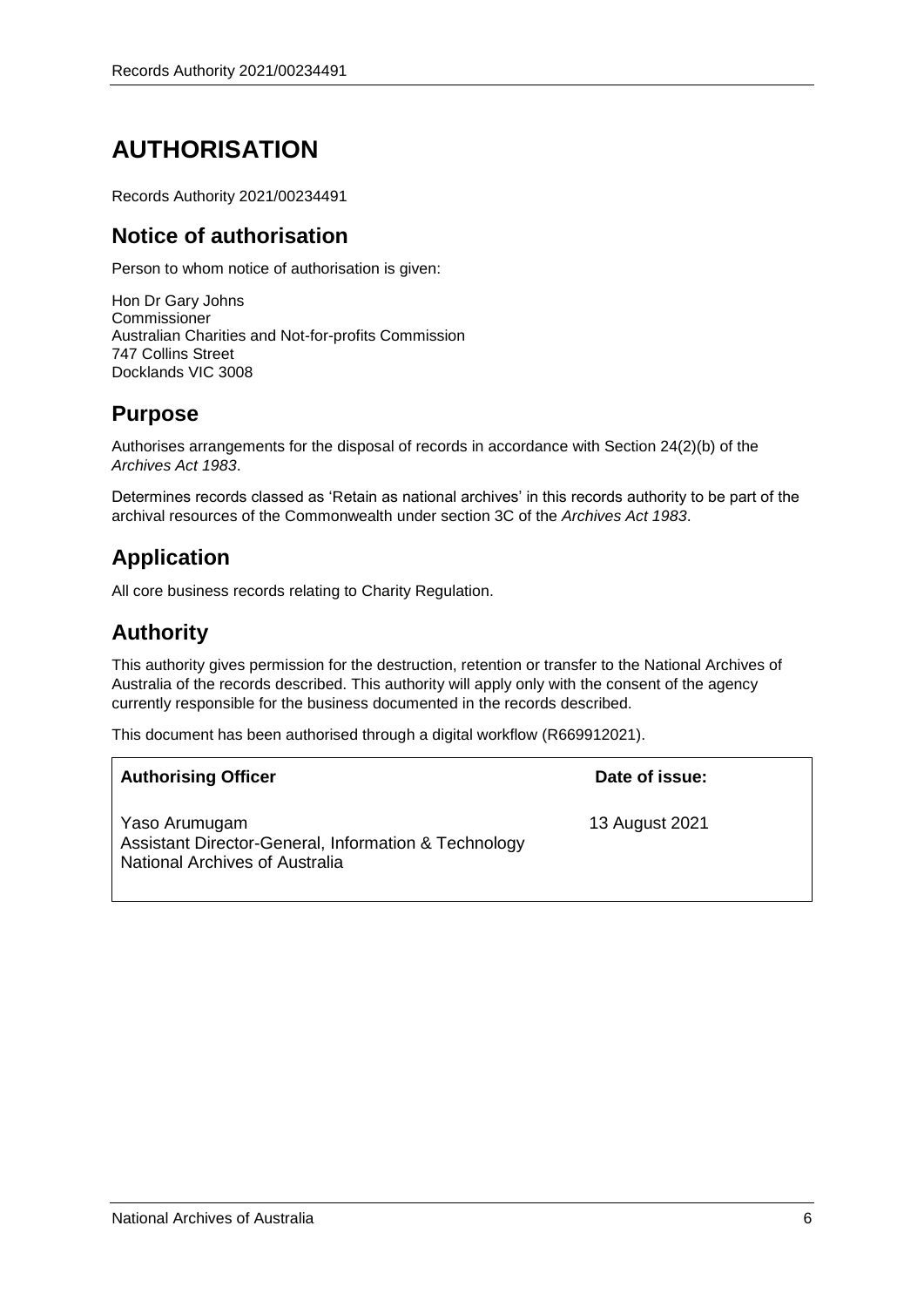# AUTHORISATION

Records Authority 2021/00234491

## Notice of authorisation

Person to whom notice of authorisation is given:

Hon Dr Gary Johns
Commissioner
Australian Charities and Not-for-profits Commission
747 Collins Street
Docklands VIC 3008

## Purpose

Authorises arrangements for the disposal of records in accordance with Section 24(2)(b) of the *Archives Act 1983*.

Determines records classed as 'Retain as national archives' in this records authority to be part of the archival resources of the Commonwealth under section 3C of the *Archives Act 1983*.

## Application

All core business records relating to Charity Regulation.

## Authority

This authority gives permission for the destruction, retention or transfer to the National Archives of Australia of the records described. This authority will apply only with the consent of the agency currently responsible for the business documented in the records described.

This document has been authorised through a digital workflow (R669912021).

| **Authorising Officer** | **Date of issue:** |
| --- | --- |
| Yaso Arumugam<br>Assistant Director-General, Information & Technology<br>National Archives of Australia | 13 August 2021 |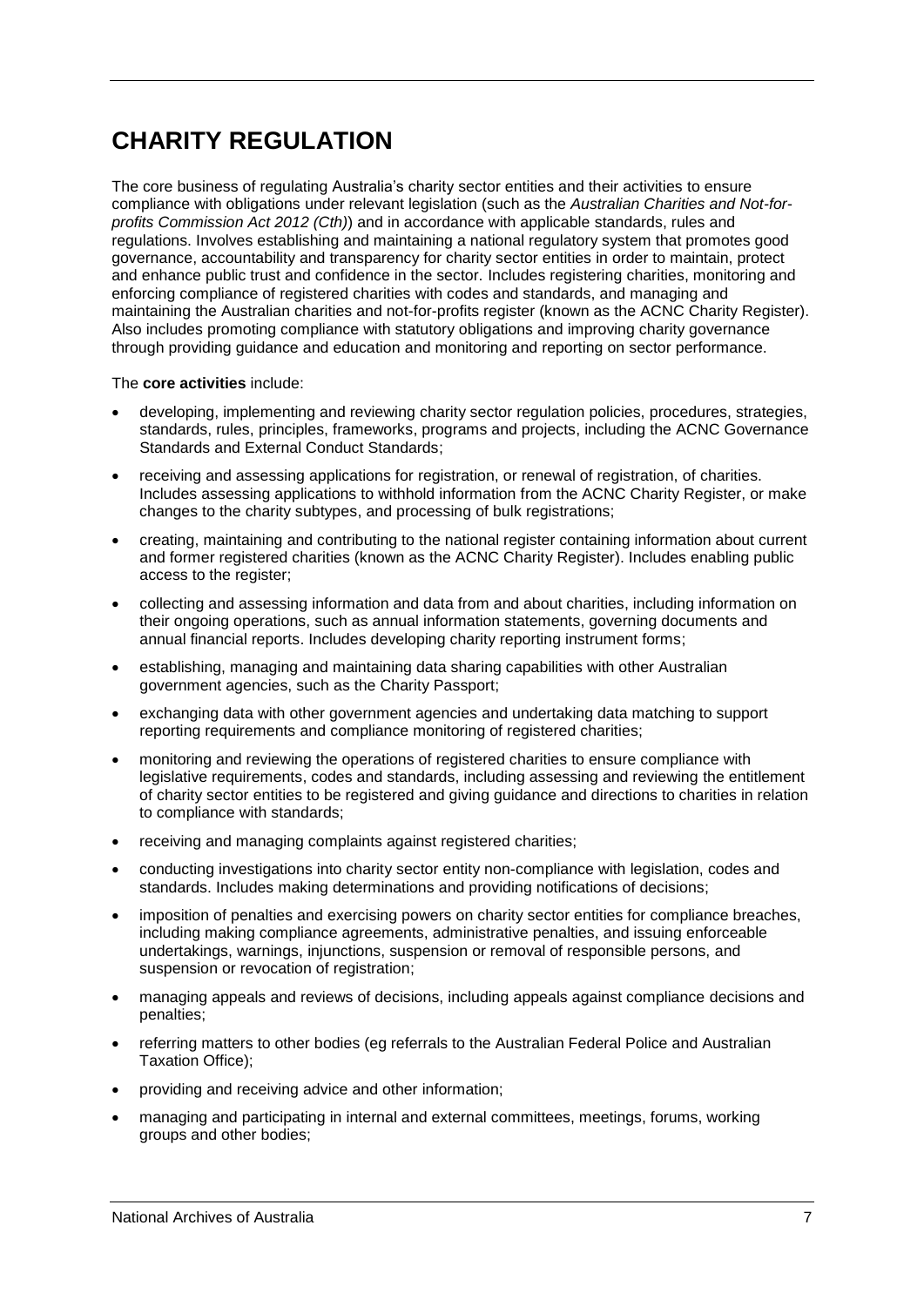# CHARITY REGULATION

The core business of regulating Australia's charity sector entities and their activities to ensure compliance with obligations under relevant legislation (such as the *Australian Charities and Not-for-profits Commission Act 2012 (Cth)*) and in accordance with applicable standards, rules and regulations. Involves establishing and maintaining a national regulatory system that promotes good governance, accountability and transparency for charity sector entities in order to maintain, protect and enhance public trust and confidence in the sector. Includes registering charities, monitoring and enforcing compliance of registered charities with codes and standards, and managing and maintaining the Australian charities and not-for-profits register (known as the ACNC Charity Register). Also includes promoting compliance with statutory obligations and improving charity governance through providing guidance and education and monitoring and reporting on sector performance.

The **core activities** include:

- developing, implementing and reviewing charity sector regulation policies, procedures, strategies, standards, rules, principles, frameworks, programs and projects, including the ACNC Governance Standards and External Conduct Standards;
- receiving and assessing applications for registration, or renewal of registration, of charities. Includes assessing applications to withhold information from the ACNC Charity Register, or make changes to the charity subtypes, and processing of bulk registrations;
- creating, maintaining and contributing to the national register containing information about current and former registered charities (known as the ACNC Charity Register). Includes enabling public access to the register;
- collecting and assessing information and data from and about charities, including information on their ongoing operations, such as annual information statements, governing documents and annual financial reports. Includes developing charity reporting instrument forms;
- establishing, managing and maintaining data sharing capabilities with other Australian government agencies, such as the Charity Passport;
- exchanging data with other government agencies and undertaking data matching to support reporting requirements and compliance monitoring of registered charities;
- monitoring and reviewing the operations of registered charities to ensure compliance with legislative requirements, codes and standards, including assessing and reviewing the entitlement of charity sector entities to be registered and giving guidance and directions to charities in relation to compliance with standards;
- receiving and managing complaints against registered charities;
- conducting investigations into charity sector entity non-compliance with legislation, codes and standards. Includes making determinations and providing notifications of decisions;
- imposition of penalties and exercising powers on charity sector entities for compliance breaches, including making compliance agreements, administrative penalties, and issuing enforceable undertakings, warnings, injunctions, suspension or removal of responsible persons, and suspension or revocation of registration;
- managing appeals and reviews of decisions, including appeals against compliance decisions and penalties;
- referring matters to other bodies (eg referrals to the Australian Federal Police and Australian Taxation Office);
- providing and receiving advice and other information;
- managing and participating in internal and external committees, meetings, forums, working groups and other bodies;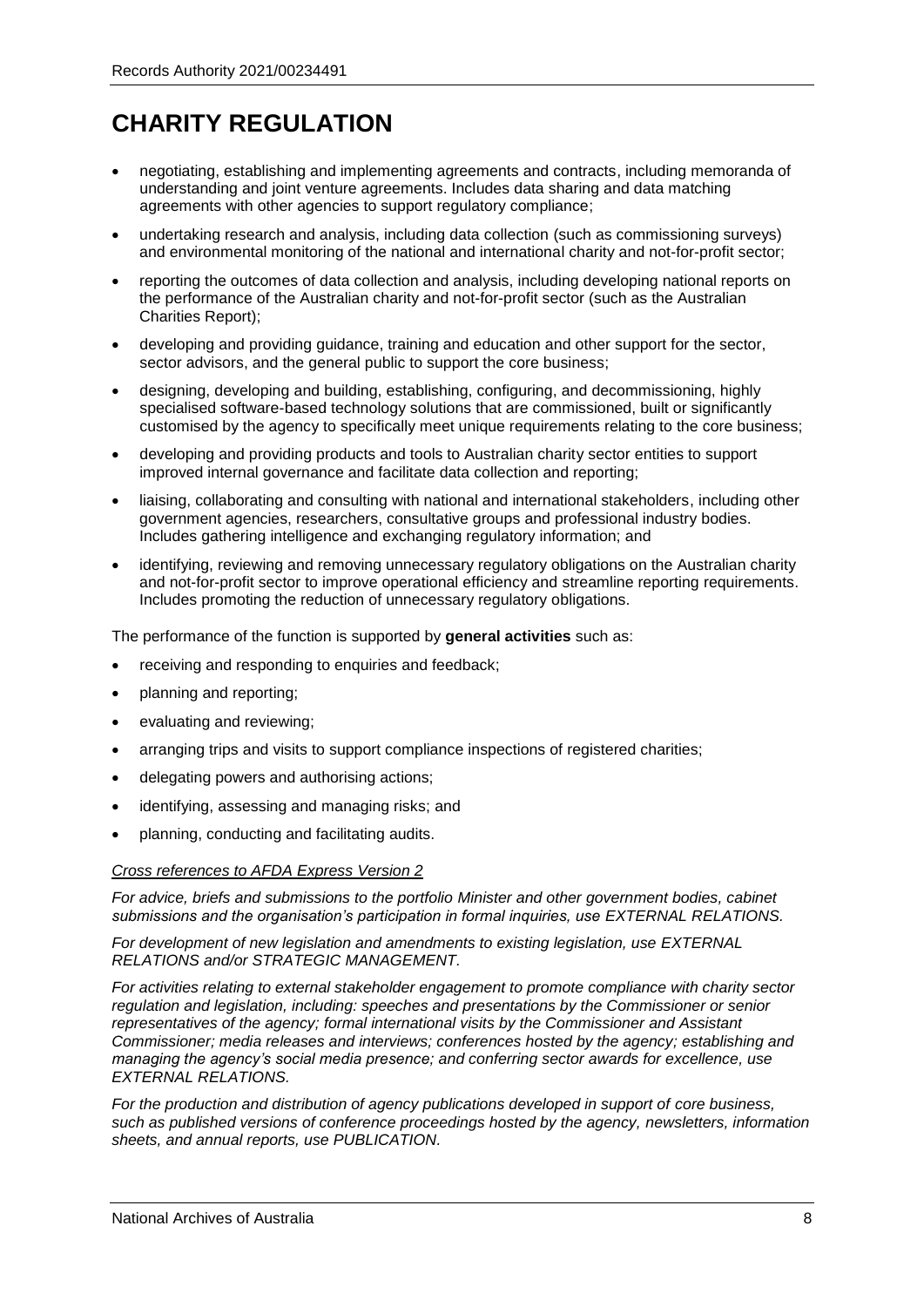# CHARITY REGULATION

- negotiating, establishing and implementing agreements and contracts, including memoranda of understanding and joint venture agreements. Includes data sharing and data matching agreements with other agencies to support regulatory compliance;
- undertaking research and analysis, including data collection (such as commissioning surveys) and environmental monitoring of the national and international charity and not-for-profit sector;
- reporting the outcomes of data collection and analysis, including developing national reports on the performance of the Australian charity and not-for-profit sector (such as the Australian Charities Report);
- developing and providing guidance, training and education and other support for the sector, sector advisors, and the general public to support the core business;
- designing, developing and building, establishing, configuring, and decommissioning, highly specialised software-based technology solutions that are commissioned, built or significantly customised by the agency to specifically meet unique requirements relating to the core business;
- developing and providing products and tools to Australian charity sector entities to support improved internal governance and facilitate data collection and reporting;
- liaising, collaborating and consulting with national and international stakeholders, including other government agencies, researchers, consultative groups and professional industry bodies. Includes gathering intelligence and exchanging regulatory information; and
- identifying, reviewing and removing unnecessary regulatory obligations on the Australian charity and not-for-profit sector to improve operational efficiency and streamline reporting requirements. Includes promoting the reduction of unnecessary regulatory obligations.

The performance of the function is supported by **general activities** such as:

- receiving and responding to enquiries and feedback;
- planning and reporting;
- evaluating and reviewing;
- arranging trips and visits to support compliance inspections of registered charities;
- delegating powers and authorising actions;
- identifying, assessing and managing risks; and
- planning, conducting and facilitating audits.

*Cross references to AFDA Express Version 2*

*For advice, briefs and submissions to the portfolio Minister and other government bodies, cabinet submissions and the organisation's participation in formal inquiries, use EXTERNAL RELATIONS.*

*For development of new legislation and amendments to existing legislation, use EXTERNAL RELATIONS and/or STRATEGIC MANAGEMENT.*

*For activities relating to external stakeholder engagement to promote compliance with charity sector regulation and legislation, including: speeches and presentations by the Commissioner or senior representatives of the agency; formal international visits by the Commissioner and Assistant Commissioner; media releases and interviews; conferences hosted by the agency; establishing and managing the agency's social media presence; and conferring sector awards for excellence, use EXTERNAL RELATIONS.*

*For the production and distribution of agency publications developed in support of core business, such as published versions of conference proceedings hosted by the agency, newsletters, information sheets, and annual reports, use PUBLICATION.*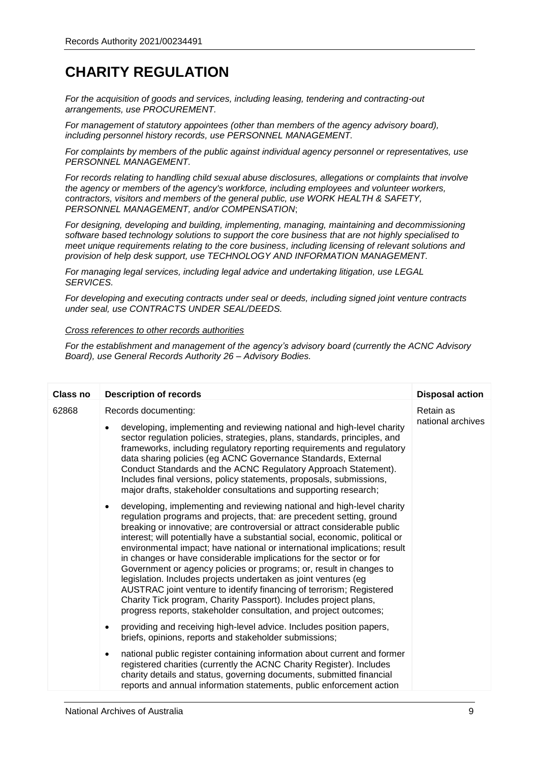# CHARITY REGULATION

*For the acquisition of goods and services, including leasing, tendering and contracting-out arrangements, use PROCUREMENT.*

*For management of statutory appointees (other than members of the agency advisory board), including personnel history records, use PERSONNEL MANAGEMENT.*

*For complaints by members of the public against individual agency personnel or representatives, use PERSONNEL MANAGEMENT.*

*For records relating to handling child sexual abuse disclosures, allegations or complaints that involve the agency or members of the agency's workforce, including employees and volunteer workers, contractors, visitors and members of the general public, use WORK HEALTH & SAFETY, PERSONNEL MANAGEMENT, and/or COMPENSATION*;

*For designing, developing and building, implementing, managing, maintaining and decommissioning software based technology solutions to support the core business that are not highly specialised to meet unique requirements relating to the core business, including licensing of relevant solutions and provision of help desk support, use TECHNOLOGY AND INFORMATION MANAGEMENT.*

*For managing legal services, including legal advice and undertaking litigation, use LEGAL SERVICES.*

*For developing and executing contracts under seal or deeds, including signed joint venture contracts under seal, use CONTRACTS UNDER SEAL/DEEDS.*

*Cross references to other records authorities*

*For the establishment and management of the agency's advisory board (currently the ACNC Advisory Board), use General Records Authority 26 – Advisory Bodies.*

| Class no | Description of records | Disposal action |
|---|---|---|
| 62868 | Records documenting:<br>• developing, implementing and reviewing national and high-level charity sector regulation policies, strategies, plans, standards, principles, and frameworks, including regulatory reporting requirements and regulatory data sharing policies (eg ACNC Governance Standards, External Conduct Standards and the ACNC Regulatory Approach Statement). Includes final versions, policy statements, proposals, submissions, major drafts, stakeholder consultations and supporting research;<br>• developing, implementing and reviewing national and high-level charity regulation programs and projects, that: are precedent setting, ground breaking or innovative; are controversial or attract considerable public interest; will potentially have a substantial social, economic, political or environmental impact; have national or international implications; result in changes or have considerable implications for the sector or for Government or agency policies or programs; or, result in changes to legislation. Includes projects undertaken as joint ventures (eg AUSTRAC joint venture to identify financing of terrorism; Registered Charity Tick program, Charity Passport). Includes project plans, progress reports, stakeholder consultation, and project outcomes;<br>• providing and receiving high-level advice. Includes position papers, briefs, opinions, reports and stakeholder submissions;<br>• national public register containing information about current and former registered charities (currently the ACNC Charity Register). Includes charity details and status, governing documents, submitted financial reports and annual information statements, public enforcement action | Retain as national archives |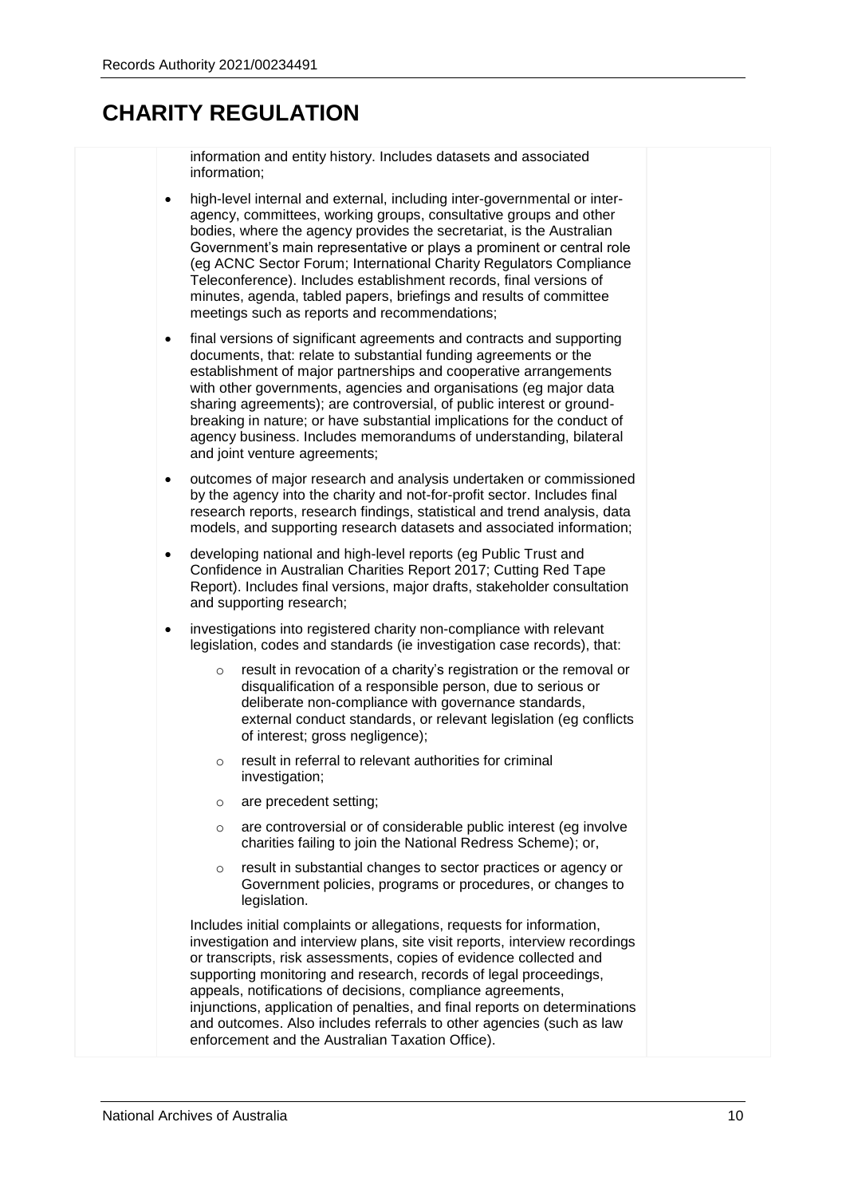# CHARITY REGULATION

| | | |
|---|---|---|
| | information and entity history. Includes datasets and associated information;<br><br>• high-level internal and external, including inter-governmental or inter-agency, committees, working groups, consultative groups and other bodies, where the agency provides the secretariat, is the Australian Government's main representative or plays a prominent or central role (eg ACNC Sector Forum; International Charity Regulators Compliance Teleconference). Includes establishment records, final versions of minutes, agenda, tabled papers, briefings and results of committee meetings such as reports and recommendations;<br><br>• final versions of significant agreements and contracts and supporting documents, that: relate to substantial funding agreements or the establishment of major partnerships and cooperative arrangements with other governments, agencies and organisations (eg major data sharing agreements); are controversial, of public interest or ground-breaking in nature; or have substantial implications for the conduct of agency business. Includes memorandums of understanding, bilateral and joint venture agreements;<br><br>• outcomes of major research and analysis undertaken or commissioned by the agency into the charity and not-for-profit sector. Includes final research reports, research findings, statistical and trend analysis, data models, and supporting research datasets and associated information;<br><br>• developing national and high-level reports (eg Public Trust and Confidence in Australian Charities Report 2017; Cutting Red Tape Report). Includes final versions, major drafts, stakeholder consultation and supporting research;<br><br>• investigations into registered charity non-compliance with relevant legislation, codes and standards (ie investigation case records), that:<br><br>&nbsp;&nbsp;&nbsp;&nbsp;○ result in revocation of a charity's registration or the removal or disqualification of a responsible person, due to serious or deliberate non-compliance with governance standards, external conduct standards, or relevant legislation (eg conflicts of interest; gross negligence);<br><br>&nbsp;&nbsp;&nbsp;&nbsp;○ result in referral to relevant authorities for criminal investigation;<br><br>&nbsp;&nbsp;&nbsp;&nbsp;○ are precedent setting;<br><br>&nbsp;&nbsp;&nbsp;&nbsp;○ are controversial or of considerable public interest (eg involve charities failing to join the National Redress Scheme); or,<br><br>&nbsp;&nbsp;&nbsp;&nbsp;○ result in substantial changes to sector practices or agency or Government policies, programs or procedures, or changes to legislation.<br><br>Includes initial complaints or allegations, requests for information, investigation and interview plans, site visit reports, interview recordings or transcripts, risk assessments, copies of evidence collected and supporting monitoring and research, records of legal proceedings, appeals, notifications of decisions, compliance agreements, injunctions, application of penalties, and final reports on determinations and outcomes. Also includes referrals to other agencies (such as law enforcement and the Australian Taxation Office). | |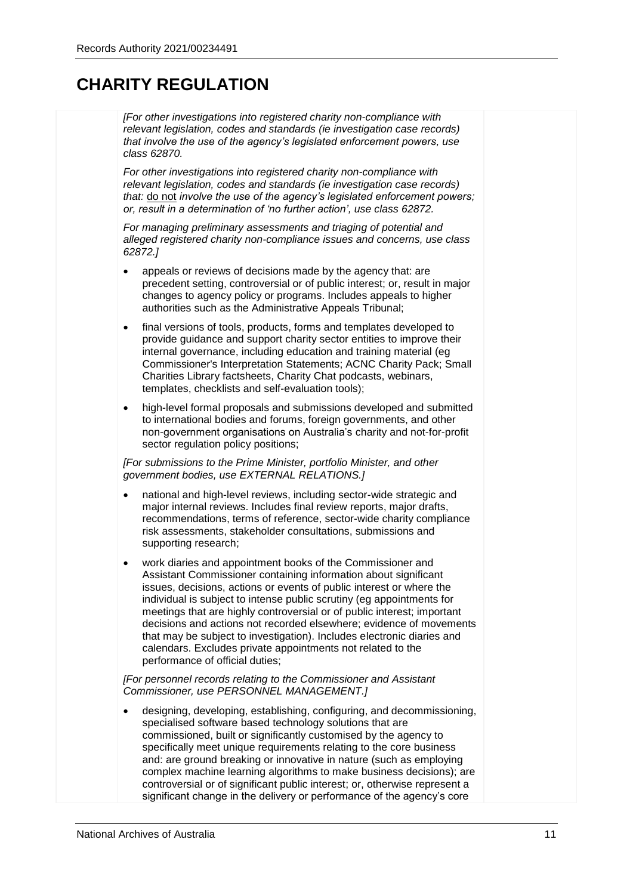# CHARITY REGULATION

*[For other investigations into registered charity non-compliance with relevant legislation, codes and standards (ie investigation case records) that involve the use of the agency's legislated enforcement powers, use class 62870.*

*For other investigations into registered charity non-compliance with relevant legislation, codes and standards (ie investigation case records) that:* do not *involve the use of the agency's legislated enforcement powers; or, result in a determination of 'no further action', use class 62872.*

*For managing preliminary assessments and triaging of potential and alleged registered charity non-compliance issues and concerns, use class 62872.]*

- appeals or reviews of decisions made by the agency that: are precedent setting, controversial or of public interest; or, result in major changes to agency policy or programs. Includes appeals to higher authorities such as the Administrative Appeals Tribunal;
- final versions of tools, products, forms and templates developed to provide guidance and support charity sector entities to improve their internal governance, including education and training material (eg Commissioner's Interpretation Statements; ACNC Charity Pack; Small Charities Library factsheets, Charity Chat podcasts, webinars, templates, checklists and self-evaluation tools);
- high-level formal proposals and submissions developed and submitted to international bodies and forums, foreign governments, and other non-government organisations on Australia's charity and not-for-profit sector regulation policy positions;

*[For submissions to the Prime Minister, portfolio Minister, and other government bodies, use EXTERNAL RELATIONS.]*

- national and high-level reviews, including sector-wide strategic and major internal reviews. Includes final review reports, major drafts, recommendations, terms of reference, sector-wide charity compliance risk assessments, stakeholder consultations, submissions and supporting research;
- work diaries and appointment books of the Commissioner and Assistant Commissioner containing information about significant issues, decisions, actions or events of public interest or where the individual is subject to intense public scrutiny (eg appointments for meetings that are highly controversial or of public interest; important decisions and actions not recorded elsewhere; evidence of movements that may be subject to investigation). Includes electronic diaries and calendars. Excludes private appointments not related to the performance of official duties;

*[For personnel records relating to the Commissioner and Assistant Commissioner, use PERSONNEL MANAGEMENT.]*

- designing, developing, establishing, configuring, and decommissioning, specialised software based technology solutions that are commissioned, built or significantly customised by the agency to specifically meet unique requirements relating to the core business and: are ground breaking or innovative in nature (such as employing complex machine learning algorithms to make business decisions); are controversial or of significant public interest; or, otherwise represent a significant change in the delivery or performance of the agency's core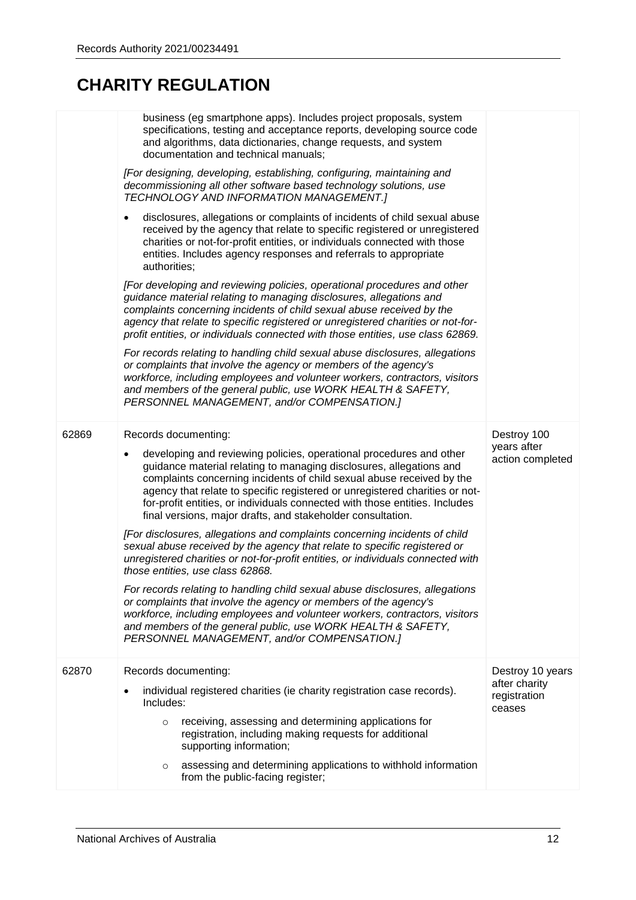# CHARITY REGULATION

| | | |
|---|---|---|
| | business (eg smartphone apps). Includes project proposals, system specifications, testing and acceptance reports, developing source code and algorithms, data dictionaries, change requests, and system documentation and technical manuals;<br><br>*[For designing, developing, establishing, configuring, maintaining and decommissioning all other software based technology solutions, use TECHNOLOGY AND INFORMATION MANAGEMENT.]*<br><br>• disclosures, allegations or complaints of incidents of child sexual abuse received by the agency that relate to specific registered or unregistered charities or not-for-profit entities, or individuals connected with those entities. Includes agency responses and referrals to appropriate authorities;<br><br>*[For developing and reviewing policies, operational procedures and other guidance material relating to managing disclosures, allegations and complaints concerning incidents of child sexual abuse received by the agency that relate to specific registered or unregistered charities or not-for-profit entities, or individuals connected with those entities, use class 62869.*<br><br>*For records relating to handling child sexual abuse disclosures, allegations or complaints that involve the agency or members of the agency's workforce, including employees and volunteer workers, contractors, visitors and members of the general public, use WORK HEALTH & SAFETY, PERSONNEL MANAGEMENT, and/or COMPENSATION.]* | |
| 62869 | Records documenting:<br><br>• developing and reviewing policies, operational procedures and other guidance material relating to managing disclosures, allegations and complaints concerning incidents of child sexual abuse received by the agency that relate to specific registered or unregistered charities or not-for-profit entities, or individuals connected with those entities. Includes final versions, major drafts, and stakeholder consultation.<br><br>*[For disclosures, allegations and complaints concerning incidents of child sexual abuse received by the agency that relate to specific registered or unregistered charities or not-for-profit entities, or individuals connected with those entities, use class 62868.*<br><br>*For records relating to handling child sexual abuse disclosures, allegations or complaints that involve the agency or members of the agency's workforce, including employees and volunteer workers, contractors, visitors and members of the general public, use WORK HEALTH & SAFETY, PERSONNEL MANAGEMENT, and/or COMPENSATION.]* | Destroy 100 years after action completed |
| 62870 | Records documenting:<br><br>• individual registered charities (ie charity registration case records). Includes:<br>  ○ receiving, assessing and determining applications for registration, including making requests for additional supporting information;<br>  ○ assessing and determining applications to withhold information from the public-facing register; | Destroy 10 years after charity registration ceases |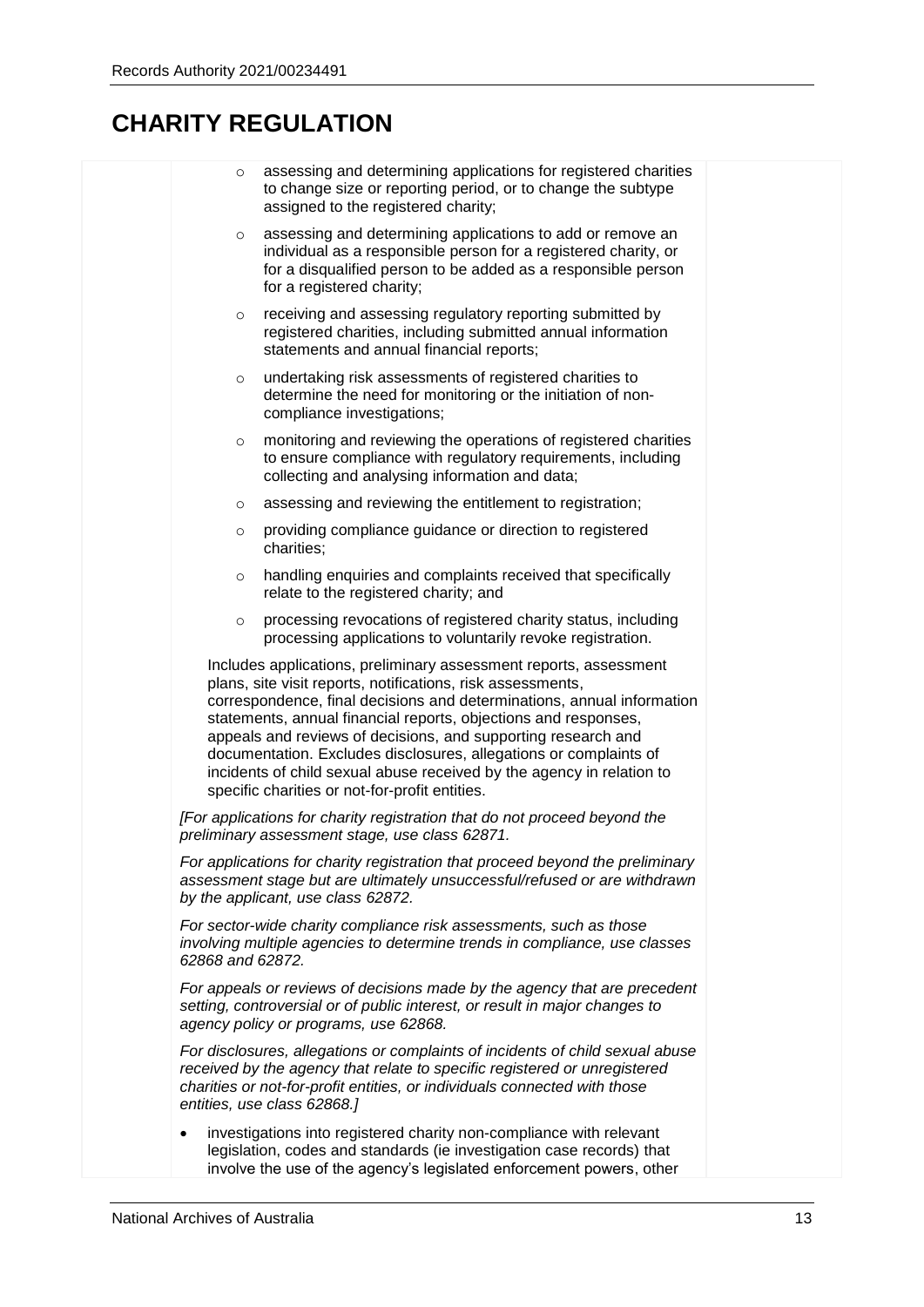# CHARITY REGULATION

| | | |
|---|---|---|
| | ○ assessing and determining applications for registered charities to change size or reporting period, or to change the subtype assigned to the registered charity;<br><br>○ assessing and determining applications to add or remove an individual as a responsible person for a registered charity, or for a disqualified person to be added as a responsible person for a registered charity;<br><br>○ receiving and assessing regulatory reporting submitted by registered charities, including submitted annual information statements and annual financial reports;<br><br>○ undertaking risk assessments of registered charities to determine the need for monitoring or the initiation of non-compliance investigations;<br><br>○ monitoring and reviewing the operations of registered charities to ensure compliance with regulatory requirements, including collecting and analysing information and data;<br><br>○ assessing and reviewing the entitlement to registration;<br><br>○ providing compliance guidance or direction to registered charities;<br><br>○ handling enquiries and complaints received that specifically relate to the registered charity; and<br><br>○ processing revocations of registered charity status, including processing applications to voluntarily revoke registration.<br><br>Includes applications, preliminary assessment reports, assessment plans, site visit reports, notifications, risk assessments, correspondence, final decisions and determinations, annual information statements, annual financial reports, objections and responses, appeals and reviews of decisions, and supporting research and documentation. Excludes disclosures, allegations or complaints of incidents of child sexual abuse received by the agency in relation to specific charities or not-for-profit entities.<br><br>*[For applications for charity registration that do not proceed beyond the preliminary assessment stage, use class 62871.*<br><br>*For applications for charity registration that proceed beyond the preliminary assessment stage but are ultimately unsuccessful/refused or are withdrawn by the applicant, use class 62872.*<br><br>*For sector-wide charity compliance risk assessments, such as those involving multiple agencies to determine trends in compliance, use classes 62868 and 62872.*<br><br>*For appeals or reviews of decisions made by the agency that are precedent setting, controversial or of public interest, or result in major changes to agency policy or programs, use 62868.*<br><br>*For disclosures, allegations or complaints of incidents of child sexual abuse received by the agency that relate to specific registered or unregistered charities or not-for-profit entities, or individuals connected with those entities, use class 62868.]*<br><br>• investigations into registered charity non-compliance with relevant legislation, codes and standards (ie investigation case records) that involve the use of the agency's legislated enforcement powers, other | |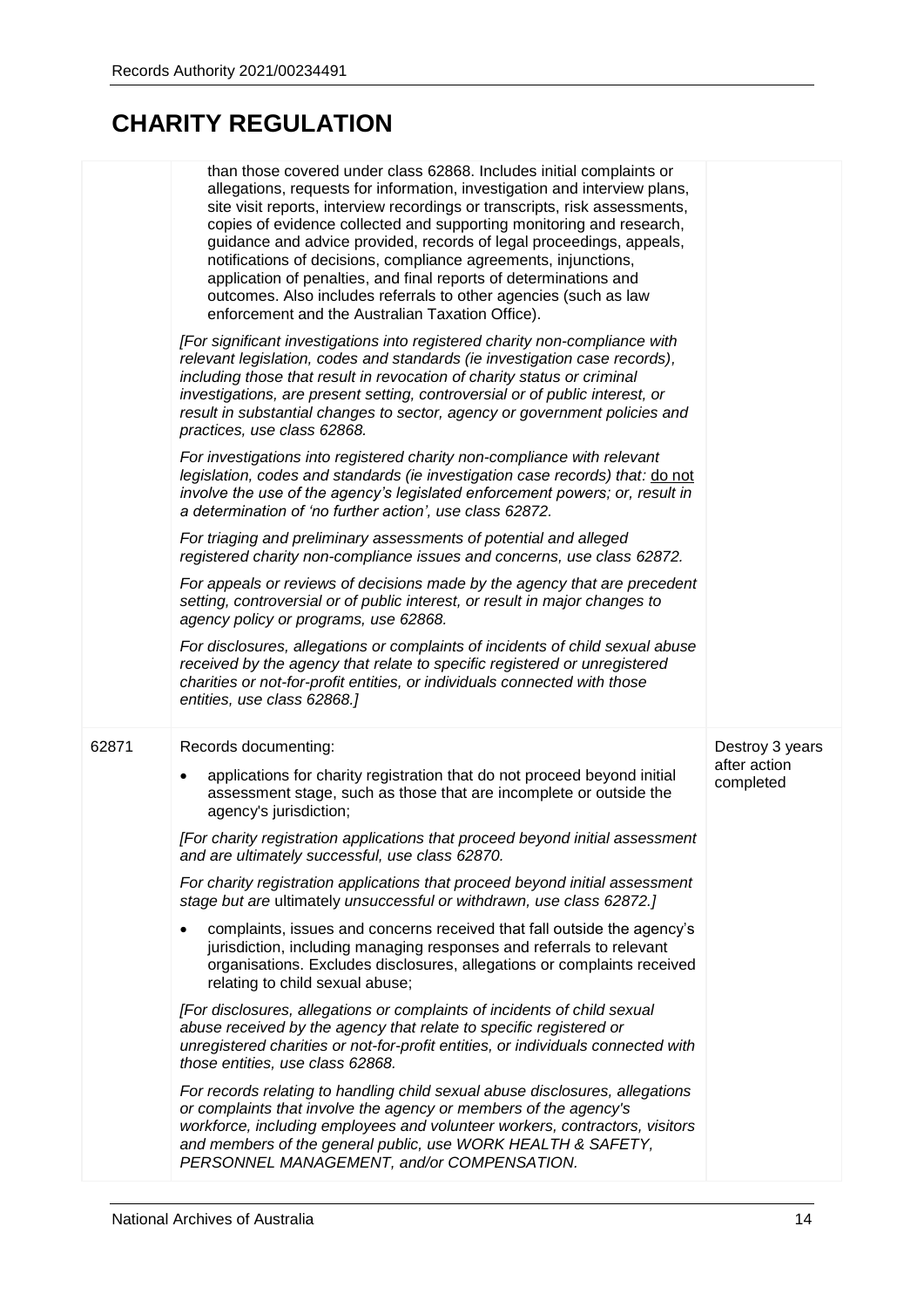# CHARITY REGULATION

| | | |
|---|---|---|
| | than those covered under class 62868. Includes initial complaints or allegations, requests for information, investigation and interview plans, site visit reports, interview recordings or transcripts, risk assessments, copies of evidence collected and supporting monitoring and research, guidance and advice provided, records of legal proceedings, appeals, notifications of decisions, compliance agreements, injunctions, application of penalties, and final reports of determinations and outcomes. Also includes referrals to other agencies (such as law enforcement and the Australian Taxation Office).<br><br>*[For significant investigations into registered charity non-compliance with relevant legislation, codes and standards (ie investigation case records), including those that result in revocation of charity status or criminal investigations, are present setting, controversial or of public interest, or result in substantial changes to sector, agency or government policies and practices, use class 62868.*<br><br>*For investigations into registered charity non-compliance with relevant legislation, codes and standards (ie investigation case records) that:* <u>do not</u> *involve the use of the agency's legislated enforcement powers; or, result in a determination of 'no further action', use class 62872.*<br><br>*For triaging and preliminary assessments of potential and alleged registered charity non-compliance issues and concerns, use class 62872.*<br><br>*For appeals or reviews of decisions made by the agency that are precedent setting, controversial or of public interest, or result in major changes to agency policy or programs, use 62868.*<br><br>*For disclosures, allegations or complaints of incidents of child sexual abuse received by the agency that relate to specific registered or unregistered charities or not-for-profit entities, or individuals connected with those entities, use class 62868.]* | |
| 62871 | Records documenting:<br><br>• applications for charity registration that do not proceed beyond initial assessment stage, such as those that are incomplete or outside the agency's jurisdiction;<br><br>*[For charity registration applications that proceed beyond initial assessment and are ultimately successful, use class 62870.*<br><br>*For charity registration applications that proceed beyond initial assessment stage but are ultimately unsuccessful or withdrawn, use class 62872.]*<br><br>• complaints, issues and concerns received that fall outside the agency's jurisdiction, including managing responses and referrals to relevant organisations. Excludes disclosures, allegations or complaints received relating to child sexual abuse;<br><br>*[For disclosures, allegations or complaints of incidents of child sexual abuse received by the agency that relate to specific registered or unregistered charities or not-for-profit entities, or individuals connected with those entities, use class 62868.*<br><br>*For records relating to handling child sexual abuse disclosures, allegations or complaints that involve the agency or members of the agency's workforce, including employees and volunteer workers, contractors, visitors and members of the general public, use WORK HEALTH & SAFETY, PERSONNEL MANAGEMENT, and/or COMPENSATION.* | Destroy 3 years after action completed |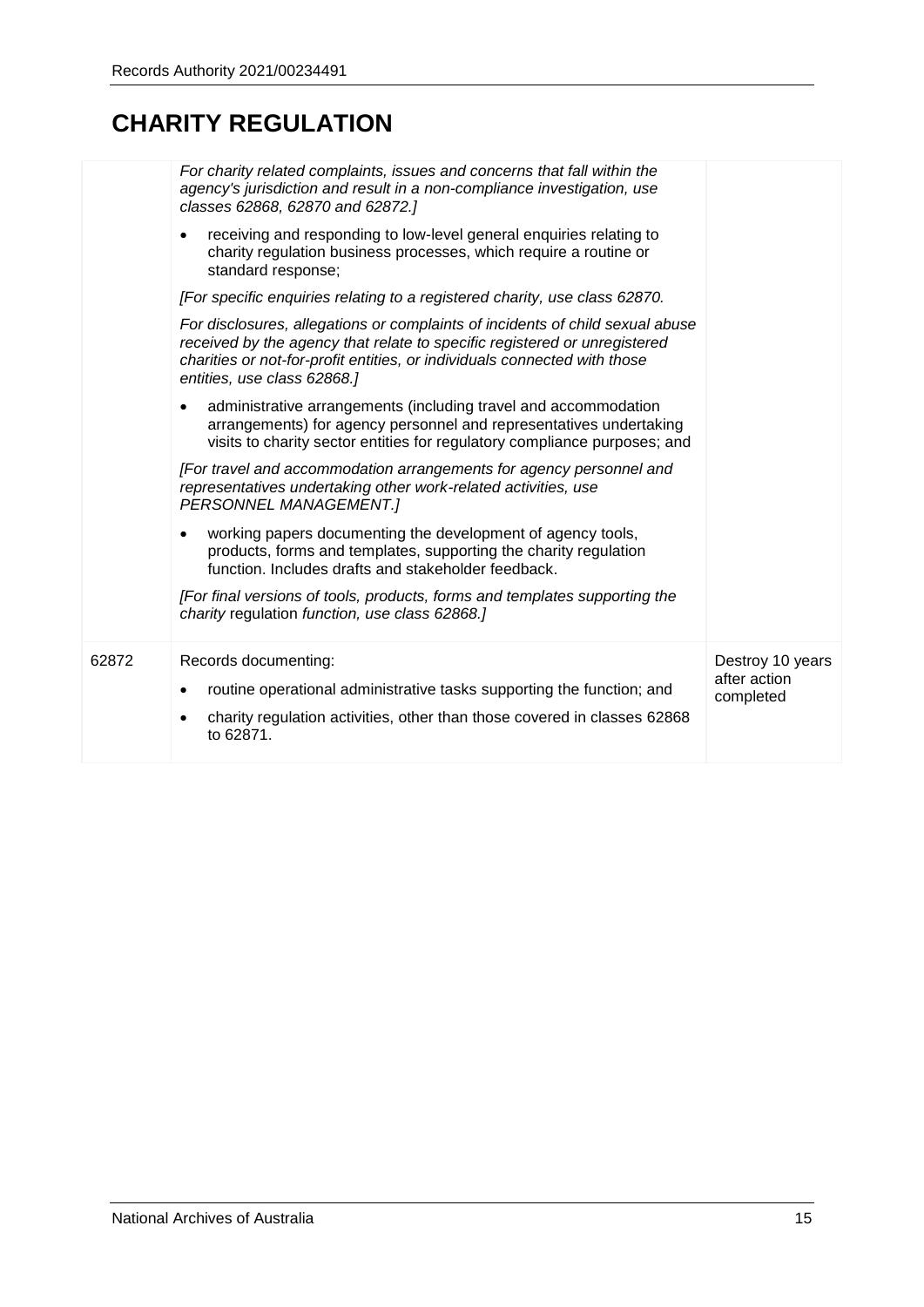# CHARITY REGULATION

| | | |
|---|---|---|
| | *For charity related complaints, issues and concerns that fall within the agency's jurisdiction and result in a non-compliance investigation, use classes 62868, 62870 and 62872.]*<br><br>• receiving and responding to low-level general enquiries relating to charity regulation business processes, which require a routine or standard response;<br><br>*[For specific enquiries relating to a registered charity, use class 62870.*<br><br>*For disclosures, allegations or complaints of incidents of child sexual abuse received by the agency that relate to specific registered or unregistered charities or not-for-profit entities, or individuals connected with those entities, use class 62868.]*<br><br>• administrative arrangements (including travel and accommodation arrangements) for agency personnel and representatives undertaking visits to charity sector entities for regulatory compliance purposes; and<br><br>*[For travel and accommodation arrangements for agency personnel and representatives undertaking other work-related activities, use PERSONNEL MANAGEMENT.]*<br><br>• working papers documenting the development of agency tools, products, forms and templates, supporting the charity regulation function. Includes drafts and stakeholder feedback.<br><br>*[For final versions of tools, products, forms and templates supporting the charity regulation function, use class 62868.]* | |
| 62872 | Records documenting:<br><br>• routine operational administrative tasks supporting the function; and<br><br>• charity regulation activities, other than those covered in classes 62868 to 62871. | Destroy 10 years after action completed |